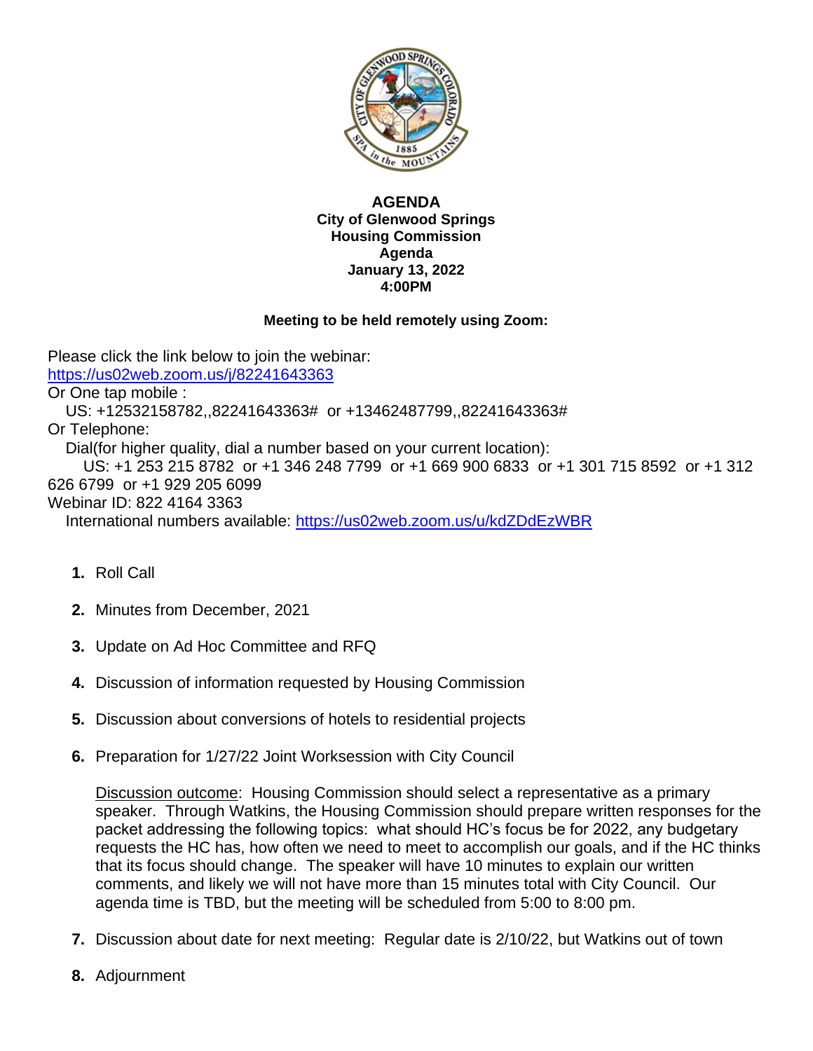**AGENDA**
**City of Glenwood Springs**
**Housing Commission**
**Agenda**
**January 13, 2022**
**4:00PM**

**Meeting to be held remotely using Zoom:**

Please click the link below to join the webinar:
https://us02web.zoom.us/j/82241643363
Or One tap mobile :
US: +12532158782,,82241643363# or +13462487799,,82241643363#
Or Telephone:
Dial(for higher quality, dial a number based on your current location):
US: +1 253 215 8782 or +1 346 248 7799 or +1 669 900 6833 or +1 301 715 8592 or +1 312 626 6799 or +1 929 205 6099
Webinar ID: 822 4164 3363
International numbers available: https://us02web.zoom.us/u/kdZDdEzWBR

1. Roll Call

2. Minutes from December, 2021

3. Update on Ad Hoc Committee and RFQ

4. Discussion of information requested by Housing Commission

5. Discussion about conversions of hotels to residential projects

6. Preparation for 1/27/22 Joint Worksession with City Council

   Discussion outcome: Housing Commission should select a representative as a primary speaker. Through Watkins, the Housing Commission should prepare written responses for the packet addressing the following topics: what should HC's focus be for 2022, any budgetary requests the HC has, how often we need to meet to accomplish our goals, and if the HC thinks that its focus should change. The speaker will have 10 minutes to explain our written comments, and likely we will not have more than 15 minutes total with City Council. Our agenda time is TBD, but the meeting will be scheduled from 5:00 to 8:00 pm.

7. Discussion about date for next meeting: Regular date is 2/10/22, but Watkins out of town

8. Adjournment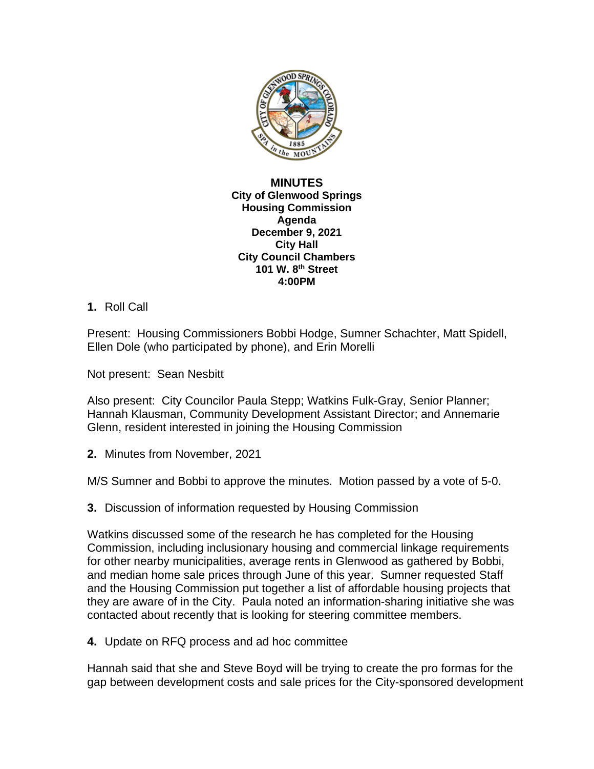**MINUTES**
**City of Glenwood Springs**
**Housing Commission**
**Agenda**
**December 9, 2021**
**City Hall**
**City Council Chambers**
**101 W. 8th Street**
**4:00PM**

**1.** Roll Call

Present: Housing Commissioners Bobbi Hodge, Sumner Schachter, Matt Spidell, Ellen Dole (who participated by phone), and Erin Morelli

Not present: Sean Nesbitt

Also present: City Councilor Paula Stepp; Watkins Fulk-Gray, Senior Planner; Hannah Klausman, Community Development Assistant Director; and Annemarie Glenn, resident interested in joining the Housing Commission

**2.** Minutes from November, 2021

M/S Sumner and Bobbi to approve the minutes. Motion passed by a vote of 5-0.

**3.** Discussion of information requested by Housing Commission

Watkins discussed some of the research he has completed for the Housing Commission, including inclusionary housing and commercial linkage requirements for other nearby municipalities, average rents in Glenwood as gathered by Bobbi, and median home sale prices through June of this year. Sumner requested Staff and the Housing Commission put together a list of affordable housing projects that they are aware of in the City. Paula noted an information-sharing initiative she was contacted about recently that is looking for steering committee members.

**4.** Update on RFQ process and ad hoc committee

Hannah said that she and Steve Boyd will be trying to create the pro formas for the gap between development costs and sale prices for the City-sponsored development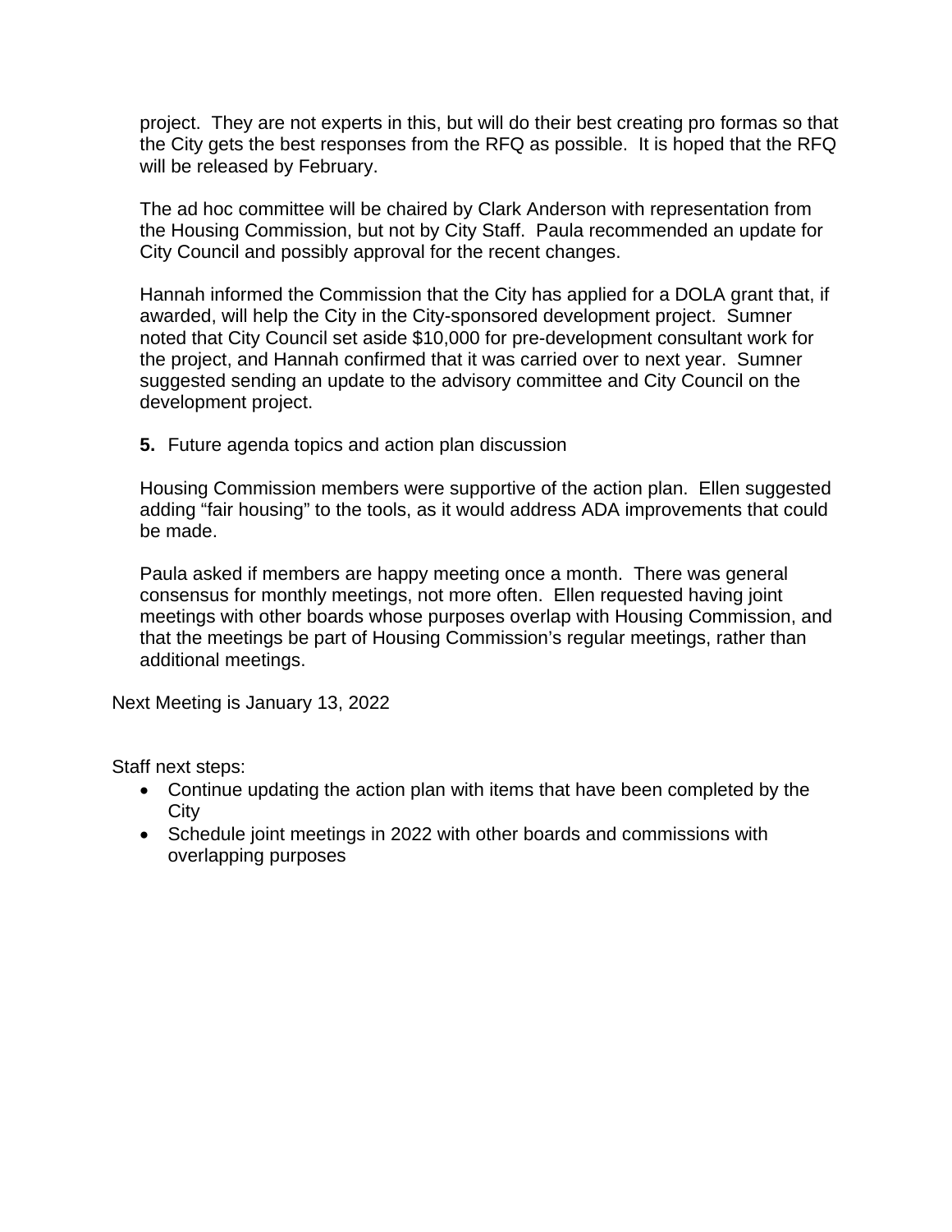project. They are not experts in this, but will do their best creating pro formas so that the City gets the best responses from the RFQ as possible. It is hoped that the RFQ will be released by February.

The ad hoc committee will be chaired by Clark Anderson with representation from the Housing Commission, but not by City Staff. Paula recommended an update for City Council and possibly approval for the recent changes.

Hannah informed the Commission that the City has applied for a DOLA grant that, if awarded, will help the City in the City-sponsored development project. Sumner noted that City Council set aside $10,000 for pre-development consultant work for the project, and Hannah confirmed that it was carried over to next year. Sumner suggested sending an update to the advisory committee and City Council on the development project.

**5.** Future agenda topics and action plan discussion

Housing Commission members were supportive of the action plan. Ellen suggested adding "fair housing" to the tools, as it would address ADA improvements that could be made.

Paula asked if members are happy meeting once a month. There was general consensus for monthly meetings, not more often. Ellen requested having joint meetings with other boards whose purposes overlap with Housing Commission, and that the meetings be part of Housing Commission's regular meetings, rather than additional meetings.

Next Meeting is January 13, 2022

Staff next steps:

- Continue updating the action plan with items that have been completed by the City
- Schedule joint meetings in 2022 with other boards and commissions with overlapping purposes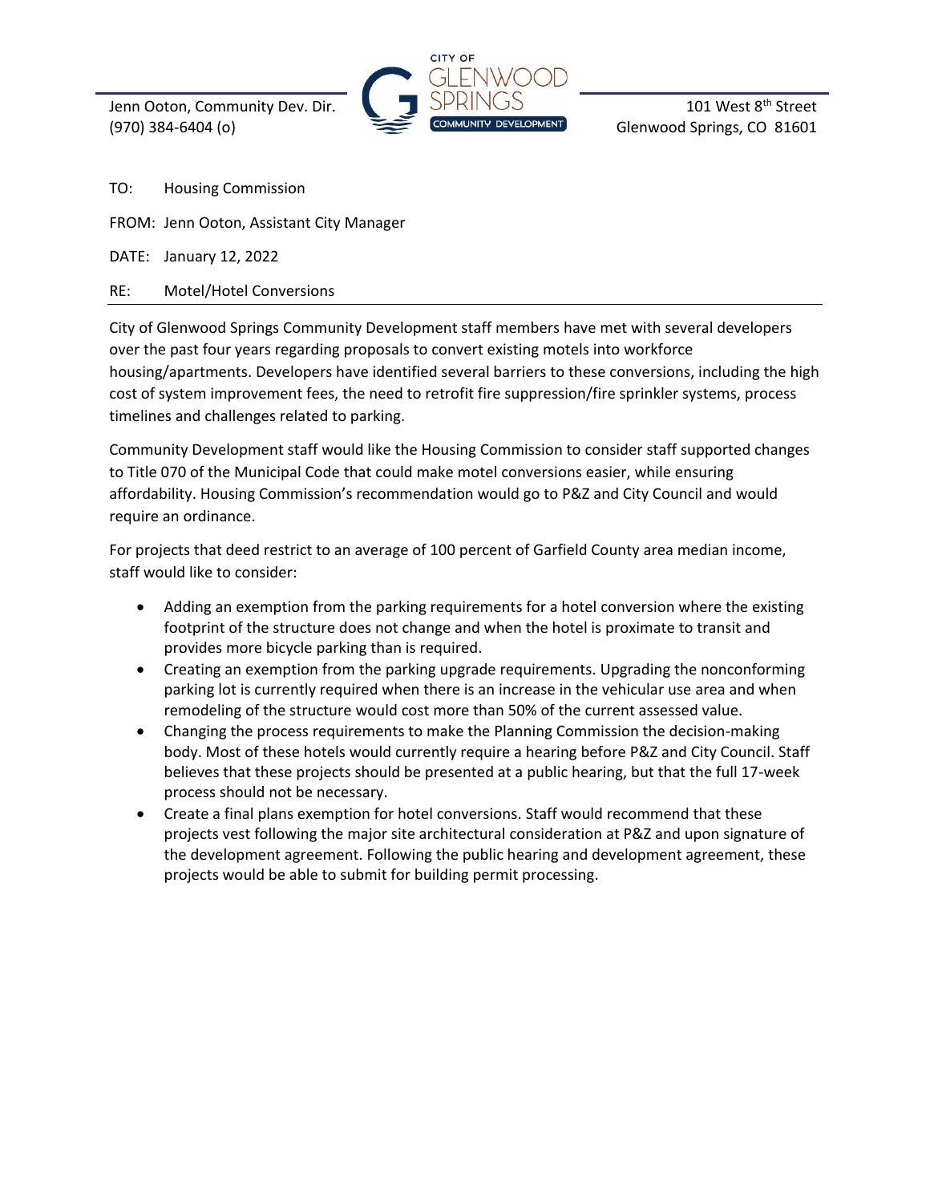Jenn Ooton, Community Dev. Dir.
(970) 384-6404 (o)

CITY OF GLENWOOD SPRINGS COMMUNITY DEVELOPMENT

101 West 8th Street
Glenwood Springs, CO 81601

TO: Housing Commission

FROM: Jenn Ooton, Assistant City Manager

DATE: January 12, 2022

RE: Motel/Hotel Conversions

---

City of Glenwood Springs Community Development staff members have met with several developers over the past four years regarding proposals to convert existing motels into workforce housing/apartments. Developers have identified several barriers to these conversions, including the high cost of system improvement fees, the need to retrofit fire suppression/fire sprinkler systems, process timelines and challenges related to parking.

Community Development staff would like the Housing Commission to consider staff supported changes to Title 070 of the Municipal Code that could make motel conversions easier, while ensuring affordability. Housing Commission's recommendation would go to P&Z and City Council and would require an ordinance.

For projects that deed restrict to an average of 100 percent of Garfield County area median income, staff would like to consider:

- Adding an exemption from the parking requirements for a hotel conversion where the existing footprint of the structure does not change and when the hotel is proximate to transit and provides more bicycle parking than is required.
- Creating an exemption from the parking upgrade requirements. Upgrading the nonconforming parking lot is currently required when there is an increase in the vehicular use area and when remodeling of the structure would cost more than 50% of the current assessed value.
- Changing the process requirements to make the Planning Commission the decision-making body. Most of these hotels would currently require a hearing before P&Z and City Council. Staff believes that these projects should be presented at a public hearing, but that the full 17-week process should not be necessary.
- Create a final plans exemption for hotel conversions. Staff would recommend that these projects vest following the major site architectural consideration at P&Z and upon signature of the development agreement. Following the public hearing and development agreement, these projects would be able to submit for building permit processing.